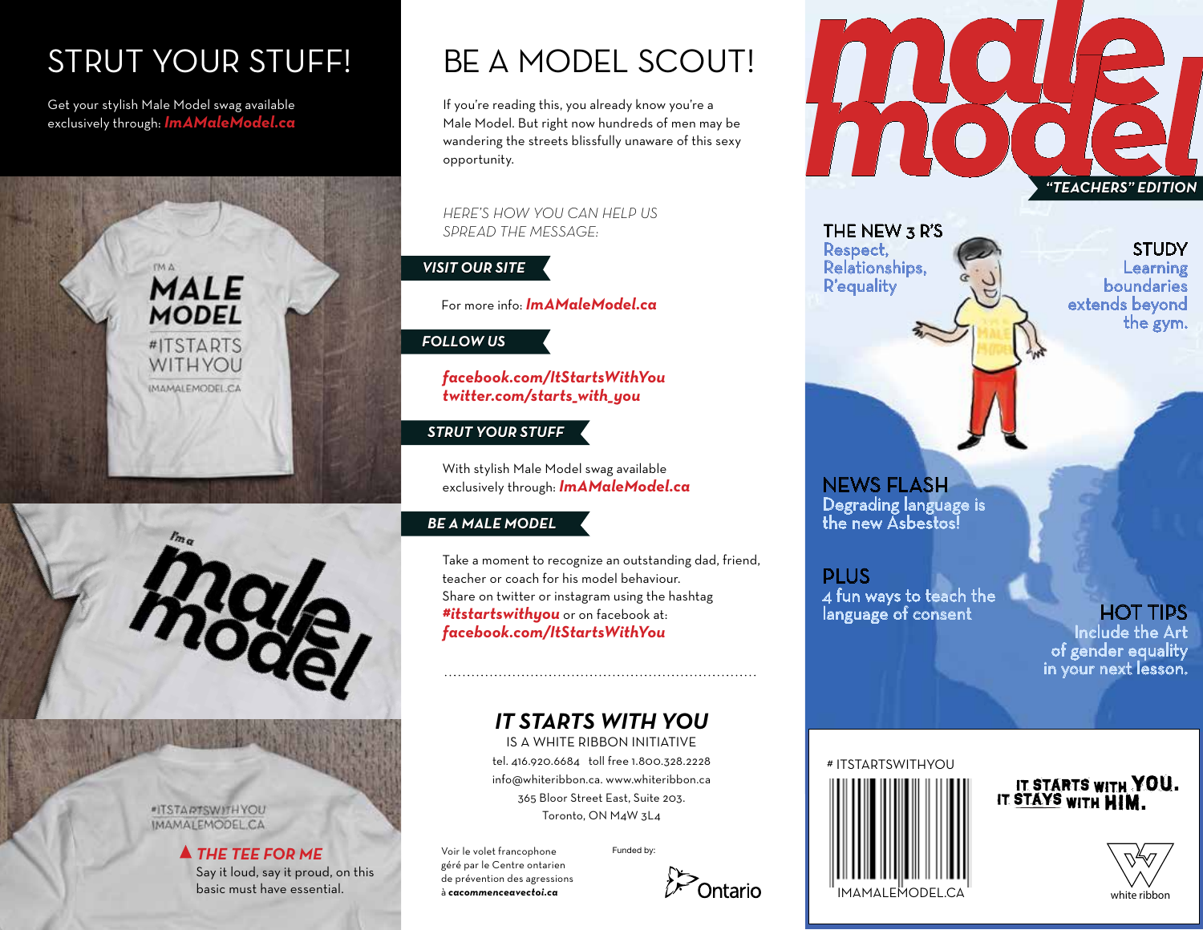# STRUT YOUR STUFF!

Get your stylish Male Model swag available exclusively through: ***ImAMaleModel.ca***

I'M A MALE MODEL #ITSTARTS WITH YOU IMAMALEMODEL.CA

I'm a male model

#ITSTARTSWITHYOU IMAMALEMODEL.CA

▲ ***THE TEE FOR ME***

Say it loud, say it proud, on this basic must have essential.

# BE A MODEL SCOUT!

If you're reading this, you already know you're a Male Model. But right now hundreds of men may be wandering the streets blissfully unaware of this sexy opportunity.

*HERE'S HOW YOU CAN HELP US SPREAD THE MESSAGE:*

### VISIT OUR SITE

For more info: ***ImAMaleModel.ca***

### FOLLOW US

***facebook.com/ItStartsWithYou***
***twitter.com/starts_with_you***

### STRUT YOUR STUFF

With stylish Male Model swag available exclusively through: ***ImAMaleModel.ca***

### BE A MALE MODEL

Take a moment to recognize an outstanding dad, friend, teacher or coach for his model behaviour.
Share on twitter or instagram using the hashtag ***#itstartswithyou*** or on facebook at: ***facebook.com/ItStartsWithYou***

## *IT STARTS WITH YOU*

IS A WHITE RIBBON INITIATIVE
tel. 416.920.6684 toll free 1.800.328.2228
info@whiteribbon.ca. www.whiteribbon.ca
365 Bloor Street East, Suite 203.
Toronto, ON M4W 3L4

Voir le volet francophone géré par le Centre ontarien de prévention des agressions à ***cacommenceavectoi.ca***

Funded by: Ontario

# male model

***"TEACHERS" EDITION***

**THE NEW 3 R'S**
Respect, Relationships, R'equality

**STUDY**
Learning boundaries extends beyond the gym.

**NEWS FLASH**
Degrading language is the new Asbestos!

**PLUS**
4 fun ways to teach the language of consent

**HOT TIPS**
Include the Art of gender equality in your next lesson.

# ITSTARTSWITHYOU

IMAMALEMODEL.CA

IT STARTS WITH YOU. IT STAYS WITH HIM.

white ribbon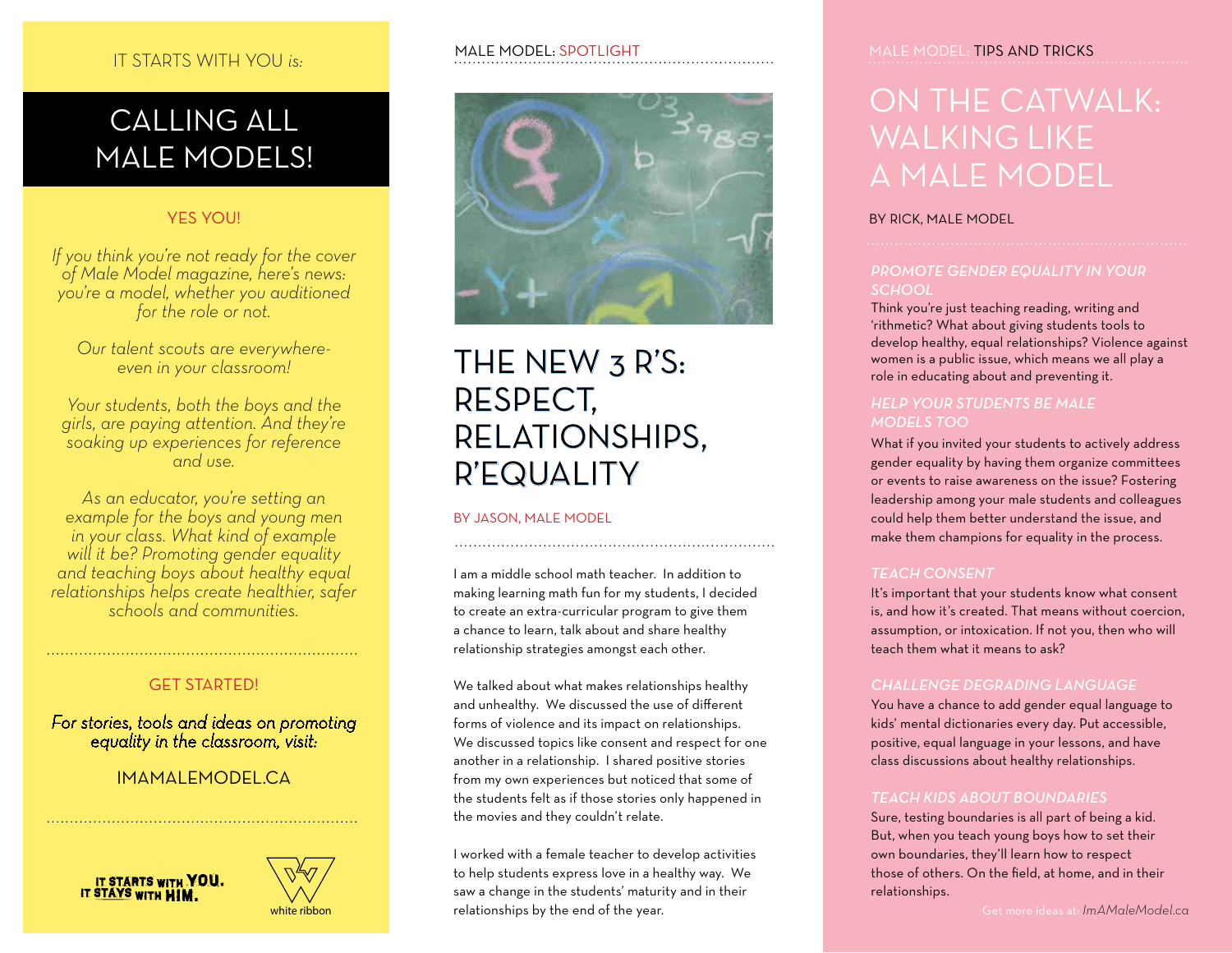IT STARTS WITH YOU *is:*

# CALLING ALL MALE MODELS!

YES YOU!

*If you think you're not ready for the cover of Male Model magazine, here's news: you're a model, whether you auditioned for the role or not.*

*Our talent scouts are everywhere- even in your classroom!*

*Your students, both the boys and the girls, are paying attention. And they're soaking up experiences for reference and use.*

*As an educator, you're setting an example for the boys and young men in your class. What kind of example will it be? Promoting gender equality and teaching boys about healthy equal relationships helps create healthier, safer schools and communities.*

GET STARTED!

*For stories, tools and ideas on promoting equality in the classroom, visit:*

IMAMALEMODEL.CA

IT STARTS WITH YOU. IT STAYS WITH HIM.

white ribbon

MALE MODEL: SPOTLIGHT

# THE NEW 3 R'S: RESPECT, RELATIONSHIPS, R'EQUALITY

BY JASON, MALE MODEL

I am a middle school math teacher. In addition to making learning math fun for my students, I decided to create an extra-curricular program to give them a chance to learn, talk about and share healthy relationship strategies amongst each other.

We talked about what makes relationships healthy and unhealthy. We discussed the use of different forms of violence and its impact on relationships. We discussed topics like consent and respect for one another in a relationship. I shared positive stories from my own experiences but noticed that some of the students felt as if those stories only happened in the movies and they couldn't relate.

I worked with a female teacher to develop activities to help students express love in a healthy way. We saw a change in the students' maturity and in their relationships by the end of the year.

MALE MODEL: TIPS AND TRICKS

# ON THE CATWALK: WALKING LIKE A MALE MODEL

BY RICK, MALE MODEL

### *PROMOTE GENDER EQUALITY IN YOUR SCHOOL*

Think you're just teaching reading, writing and 'rithmetic? What about giving students tools to develop healthy, equal relationships? Violence against women is a public issue, which means we all play a role in educating about and preventing it.

### *HELP YOUR STUDENTS BE MALE MODELS TOO*

What if you invited your students to actively address gender equality by having them organize committees or events to raise awareness on the issue? Fostering leadership among your male students and colleagues could help them better understand the issue, and make them champions for equality in the process.

### *TEACH CONSENT*

It's important that your students know what consent is, and how it's created. That means without coercion, assumption, or intoxication. If not you, then who will teach them what it means to ask?

### *CHALLENGE DEGRADING LANGUAGE*

You have a chance to add gender equal language to kids' mental dictionaries every day. Put accessible, positive, equal language in your lessons, and have class discussions about healthy relationships.

### *TEACH KIDS ABOUT BOUNDARIES*

Sure, testing boundaries is all part of being a kid. But, when you teach young boys how to set their own boundaries, they'll learn how to respect those of others. On the field, at home, and in their relationships.

Get more ideas at: *ImAMaleModel.ca*